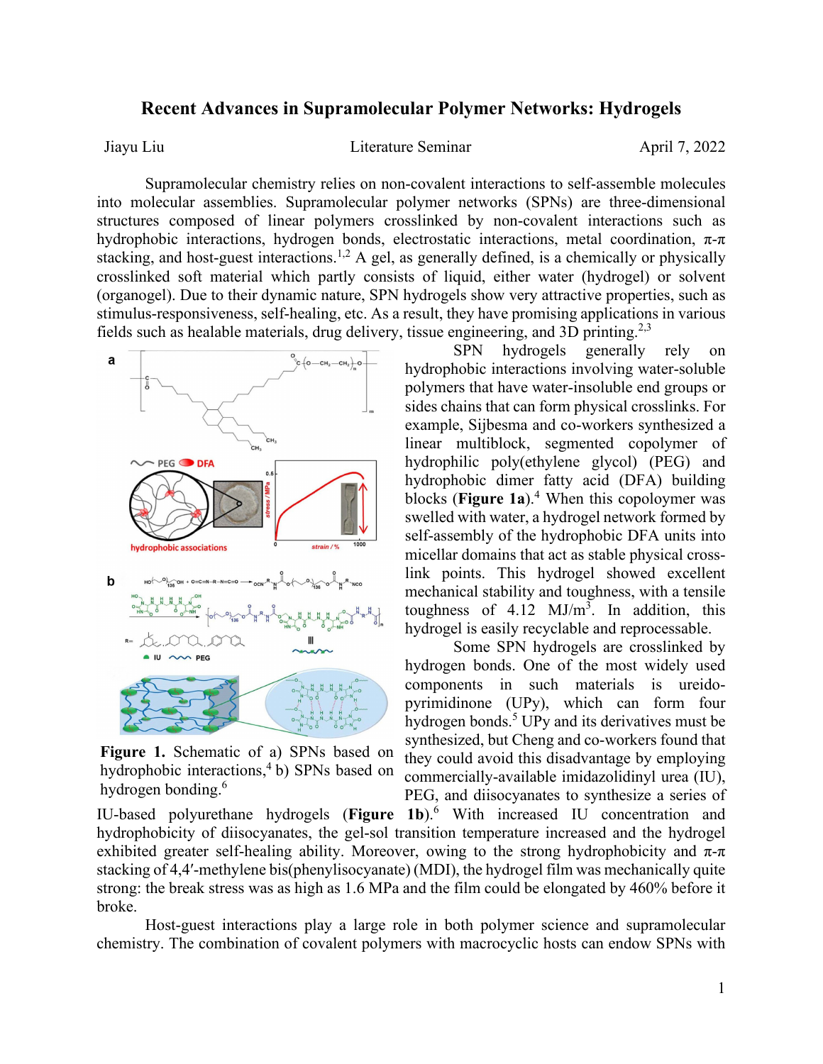# Recent Advances in Supramolecular Polymer Networks: Hydrogels

Jiayu Liu Literature Seminar April 7, 2022

Supramolecular chemistry relies on non-covalent interactions to self-assemble molecules into molecular assemblies. Supramolecular polymer networks (SPNs) are three-dimensional structures composed of linear polymers crosslinked by non-covalent interactions such as hydrophobic interactions, hydrogen bonds, electrostatic interactions, metal coordination, π-π stacking, and host-guest interactions.[1,2] A gel, as generally defined, is a chemically or physically crosslinked soft material which partly consists of liquid, either water (hydrogel) or solvent (organogel). Due to their dynamic nature, SPN hydrogels show very attractive properties, such as stimulus-responsiveness, self-healing, etc. As a result, they have promising applications in various fields such as healable materials, drug delivery, tissue engineering, and 3D printing.[2,3]

SPN hydrogels generally rely on hydrophobic interactions involving water-soluble polymers that have water-insoluble end groups or sides chains that can form physical crosslinks. For example, Sijbesma and co-workers synthesized a linear multiblock, segmented copolymer of hydrophilic poly(ethylene glycol) (PEG) and hydrophobic dimer fatty acid (DFA) building blocks (**Figure 1a**).[4] When this copoloymer was swelled with water, a hydrogel network formed by self-assembly of the hydrophobic DFA units into micellar domains that act as stable physical cross-link points. This hydrogel showed excellent mechanical stability and toughness, with a tensile toughness of 4.12 $MJ/m^3$. In addition, this hydrogel is easily recyclable and reprocessable.

**Figure 1.** Schematic of a) SPNs based on hydrophobic interactions,[4] b) SPNs based on hydrogen bonding.[6]

Some SPN hydrogels are crosslinked by hydrogen bonds. One of the most widely used components in such materials is ureido-pyrimidinone (UPy), which can form four hydrogen bonds.[5] UPy and its derivatives must be synthesized, but Cheng and co-workers found that they could avoid this disadvantage by employing commercially-available imidazolidinyl urea (IU), PEG, and diisocyanates to synthesize a series of IU-based polyurethane hydrogels (**Figure 1b**).[6] With increased IU concentration and hydrophobicity of diisocyanates, the gel-sol transition temperature increased and the hydrogel exhibited greater self-healing ability. Moreover, owing to the strong hydrophobicity and π-π stacking of 4,4′-methylene bis(phenylisocyanate) (MDI), the hydrogel film was mechanically quite strong: the break stress was as high as 1.6 MPa and the film could be elongated by 460% before it broke.

Host-guest interactions play a large role in both polymer science and supramolecular chemistry. The combination of covalent polymers with macrocyclic hosts can endow SPNs with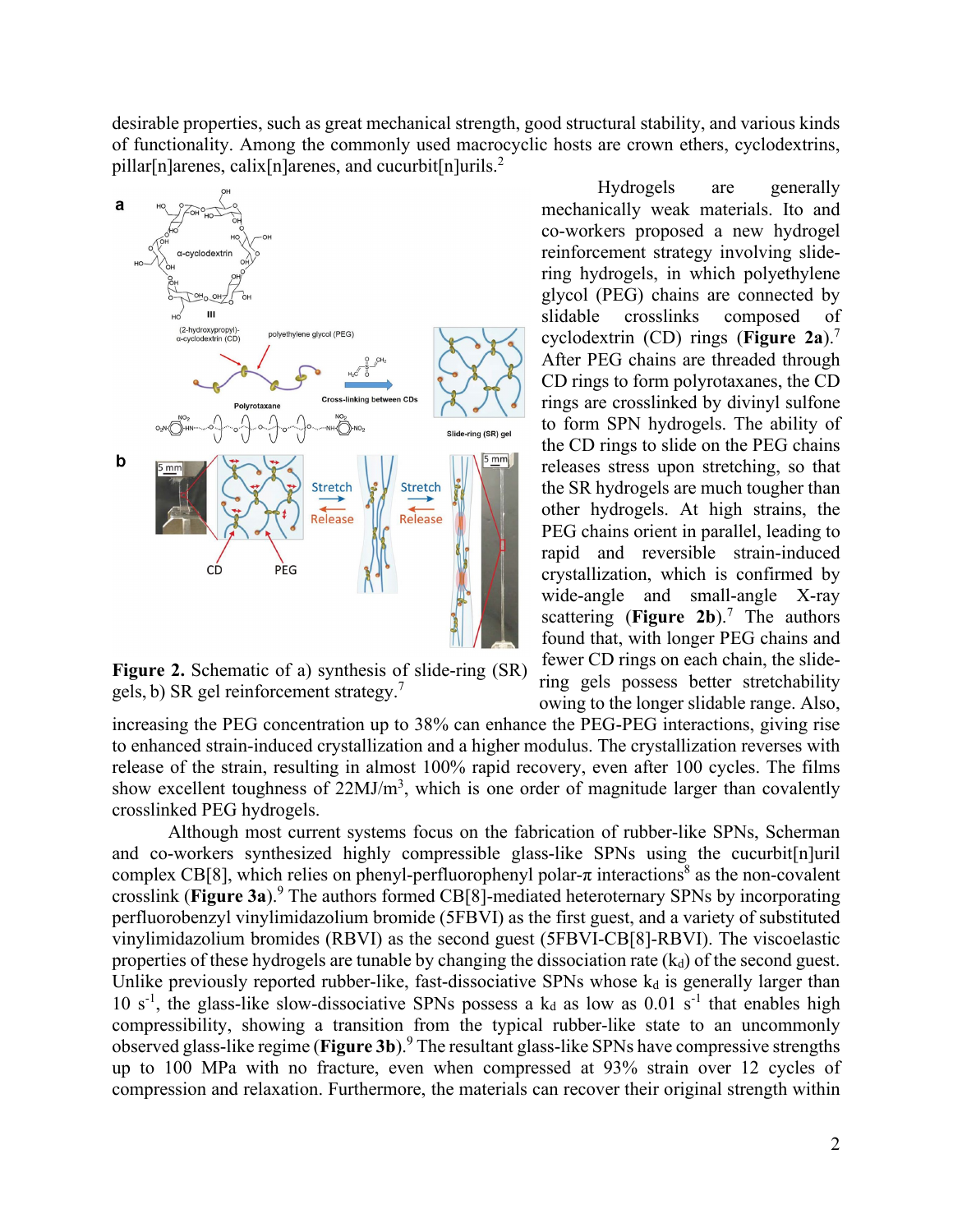desirable properties, such as great mechanical strength, good structural stability, and various kinds of functionality. Among the commonly used macrocyclic hosts are crown ethers, cyclodextrins, pillar[n]arenes, calix[n]arenes, and cucurbit[n]urils.[2]

Hydrogels are generally mechanically weak materials. Ito and co-workers proposed a new hydrogel reinforcement strategy involving slide-ring hydrogels, in which polyethylene glycol (PEG) chains are connected by slidable crosslinks composed of cyclodextrin (CD) rings (**Figure 2a**).[7] After PEG chains are threaded through CD rings to form polyrotaxanes, the CD rings are crosslinked by divinyl sulfone to form SPN hydrogels. The ability of the CD rings to slide on the PEG chains releases stress upon stretching, so that the SR hydrogels are much tougher than other hydrogels. At high strains, the PEG chains orient in parallel, leading to rapid and reversible strain-induced crystallization, which is confirmed by wide-angle and small-angle X-ray scattering (**Figure 2b**).[7] The authors found that, with longer PEG chains and fewer CD rings on each chain, the slide-ring gels possess better stretchability owing to the longer slidable range. Also, increasing the PEG concentration up to 38% can enhance the PEG-PEG interactions, giving rise to enhanced strain-induced crystallization and a higher modulus. The crystallization reverses with release of the strain, resulting in almost 100% rapid recovery, even after 100 cycles. The films show excellent toughness of 22MJ/m$^3$, which is one order of magnitude larger than covalently crosslinked PEG hydrogels.

**Figure 2.** Schematic of a) synthesis of slide-ring (SR) gels, b) SR gel reinforcement strategy.[7]

Although most current systems focus on the fabrication of rubber-like SPNs, Scherman and co-workers synthesized highly compressible glass-like SPNs using the cucurbit[n]uril complex CB[8], which relies on phenyl-perfluorophenyl polar-π interactions[8] as the non-covalent crosslink (**Figure 3a**).[9] The authors formed CB[8]-mediated heteroternary SPNs by incorporating perfluorobenzyl vinylimidazolium bromide (5FBVI) as the first guest, and a variety of substituted vinylimidazolium bromides (RBVI) as the second guest (5FBVI-CB[8]-RBVI). The viscoelastic properties of these hydrogels are tunable by changing the dissociation rate ($k_d$) of the second guest. Unlike previously reported rubber-like, fast-dissociative SPNs whose $k_d$ is generally larger than 10 $s^{-1}$, the glass-like slow-dissociative SPNs possess a $k_d$ as low as 0.01 $s^{-1}$ that enables high compressibility, showing a transition from the typical rubber-like state to an uncommonly observed glass-like regime (**Figure 3b**).[9] The resultant glass-like SPNs have compressive strengths up to 100 MPa with no fracture, even when compressed at 93% strain over 12 cycles of compression and relaxation. Furthermore, the materials can recover their original strength within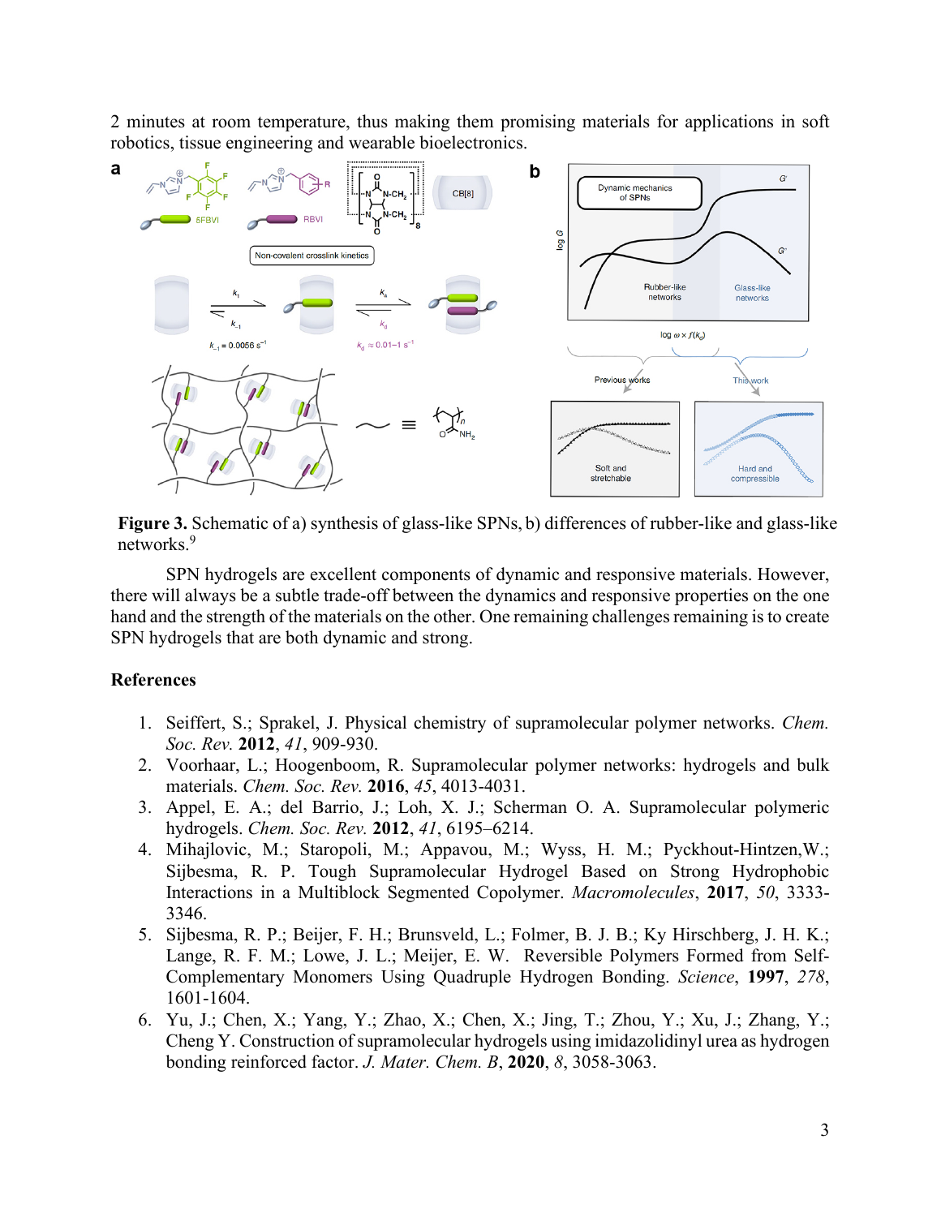2 minutes at room temperature, thus making them promising materials for applications in soft robotics, tissue engineering and wearable bioelectronics.

**Figure 3.** Schematic of a) synthesis of glass-like SPNs, b) differences of rubber-like and glass-like networks.[9]

SPN hydrogels are excellent components of dynamic and responsive materials. However, there will always be a subtle trade-off between the dynamics and responsive properties on the one hand and the strength of the materials on the other. One remaining challenges remaining is to create SPN hydrogels that are both dynamic and strong.

## References

1. Seiffert, S.; Sprakel, J. Physical chemistry of supramolecular polymer networks. *Chem. Soc. Rev.* **2012**, *41*, 909-930.
2. Voorhaar, L.; Hoogenboom, R. Supramolecular polymer networks: hydrogels and bulk materials. *Chem. Soc. Rev.* **2016**, *45*, 4013-4031.
3. Appel, E. A.; del Barrio, J.; Loh, X. J.; Scherman O. A. Supramolecular polymeric hydrogels. *Chem. Soc. Rev.* **2012**, *41*, 6195–6214.
4. Mihajlovic, M.; Staropoli, M.; Appavou, M.; Wyss, H. M.; Pyckhout-Hintzen,W.; Sijbesma, R. P. Tough Supramolecular Hydrogel Based on Strong Hydrophobic Interactions in a Multiblock Segmented Copolymer. *Macromolecules*, **2017**, *50*, 3333-3346.
5. Sijbesma, R. P.; Beijer, F. H.; Brunsveld, L.; Folmer, B. J. B.; Ky Hirschberg, J. H. K.; Lange, R. F. M.; Lowe, J. L.; Meijer, E. W. Reversible Polymers Formed from Self-Complementary Monomers Using Quadruple Hydrogen Bonding. *Science*, **1997**, *278*, 1601-1604.
6. Yu, J.; Chen, X.; Yang, Y.; Zhao, X.; Chen, X.; Jing, T.; Zhou, Y.; Xu, J.; Zhang, Y.; Cheng Y. Construction of supramolecular hydrogels using imidazolidinyl urea as hydrogen bonding reinforced factor. *J. Mater. Chem. B*, **2020**, *8*, 3058-3063.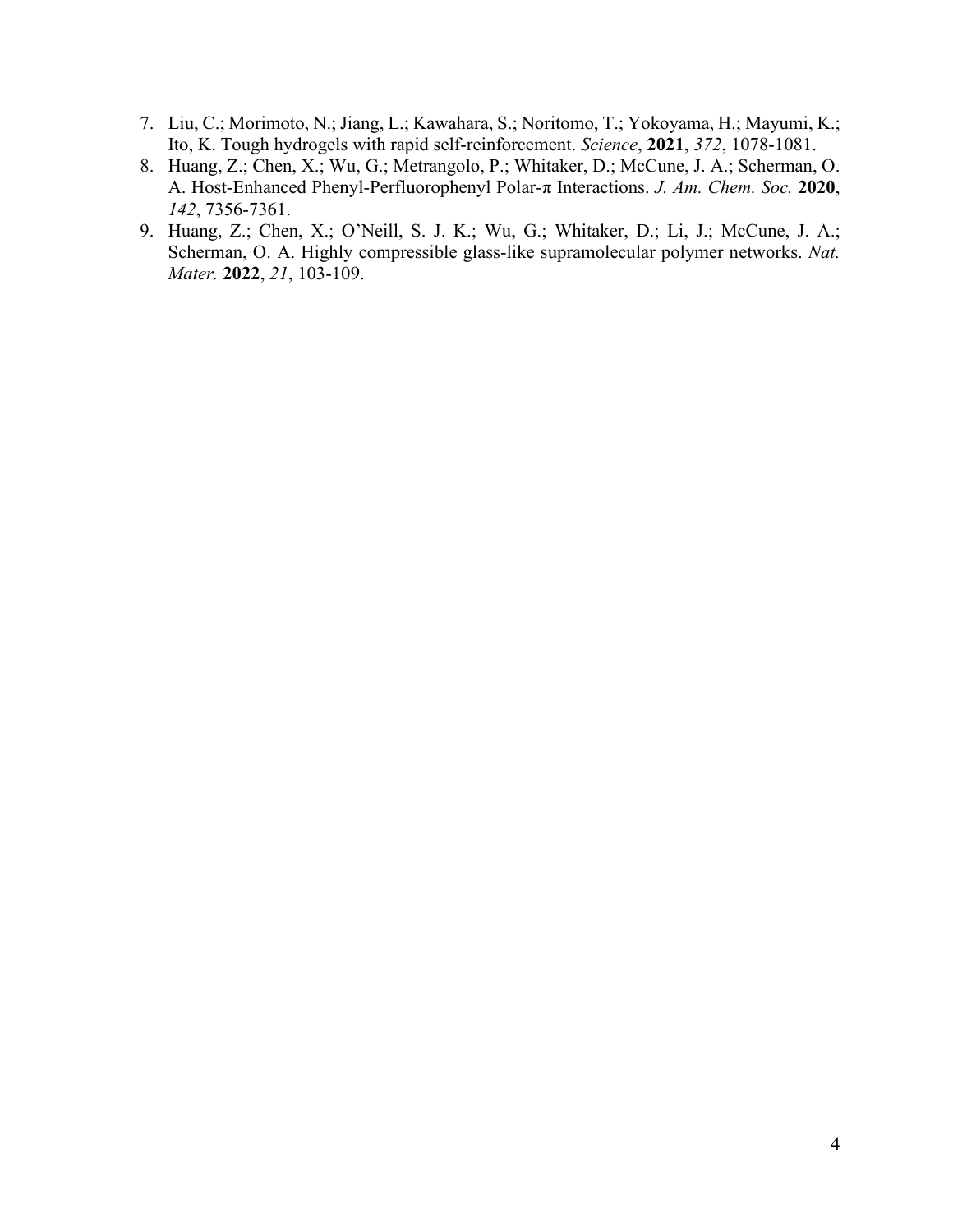7. Liu, C.; Morimoto, N.; Jiang, L.; Kawahara, S.; Noritomo, T.; Yokoyama, H.; Mayumi, K.; Ito, K. Tough hydrogels with rapid self-reinforcement. *Science*, **2021**, *372*, 1078-1081.
8. Huang, Z.; Chen, X.; Wu, G.; Metrangolo, P.; Whitaker, D.; McCune, J. A.; Scherman, O. A. Host-Enhanced Phenyl-Perfluorophenyl Polar-π Interactions. *J. Am. Chem. Soc.* **2020**, *142*, 7356-7361.
9. Huang, Z.; Chen, X.; O'Neill, S. J. K.; Wu, G.; Whitaker, D.; Li, J.; McCune, J. A.; Scherman, O. A. Highly compressible glass-like supramolecular polymer networks. *Nat. Mater.* **2022**, *21*, 103-109.